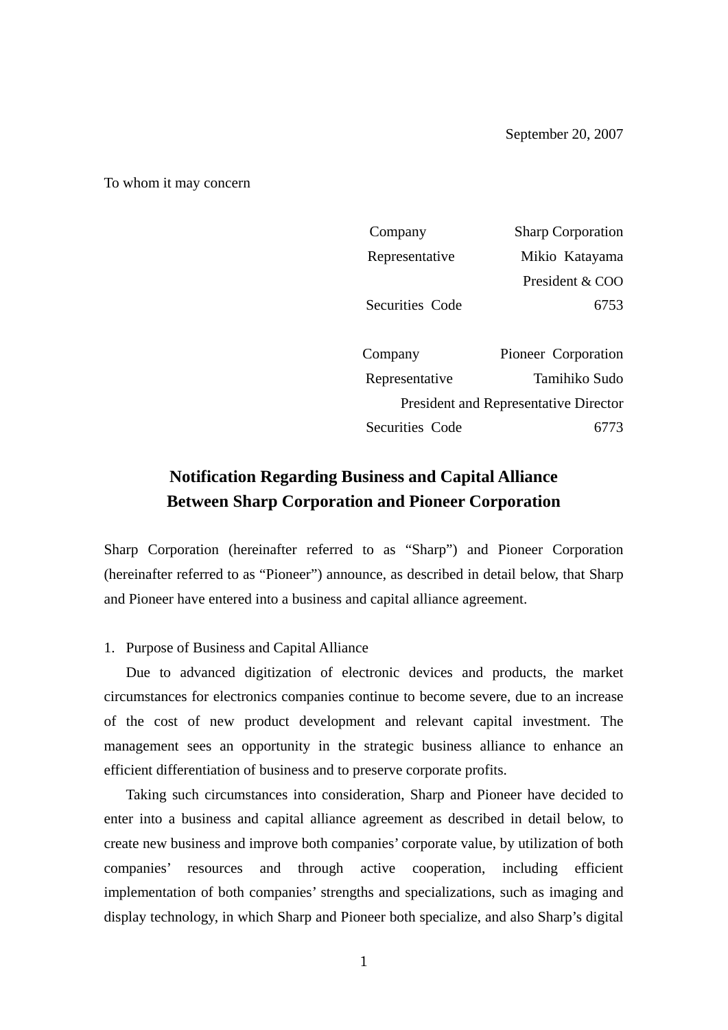September 20, 2007

To whom it may concern

| | |
|---|---|
| Company | Sharp Corporation |
| Representative | Mikio Katayama |
| | President & COO |
| Securities Code | 6753 |

| | |
|---|---|
| Company | Pioneer Corporation |
| Representative | Tamihiko Sudo |
| | President and Representative Director |
| Securities Code | 6773 |

# Notification Regarding Business and Capital Alliance Between Sharp Corporation and Pioneer Corporation

Sharp Corporation (hereinafter referred to as “Sharp”) and Pioneer Corporation (hereinafter referred to as “Pioneer”) announce, as described in detail below, that Sharp and Pioneer have entered into a business and capital alliance agreement.

1. Purpose of Business and Capital Alliance

Due to advanced digitization of electronic devices and products, the market circumstances for electronics companies continue to become severe, due to an increase of the cost of new product development and relevant capital investment. The management sees an opportunity in the strategic business alliance to enhance an efficient differentiation of business and to preserve corporate profits.

Taking such circumstances into consideration, Sharp and Pioneer have decided to enter into a business and capital alliance agreement as described in detail below, to create new business and improve both companies’ corporate value, by utilization of both companies’ resources and through active cooperation, including efficient implementation of both companies’ strengths and specializations, such as imaging and display technology, in which Sharp and Pioneer both specialize, and also Sharp’s digital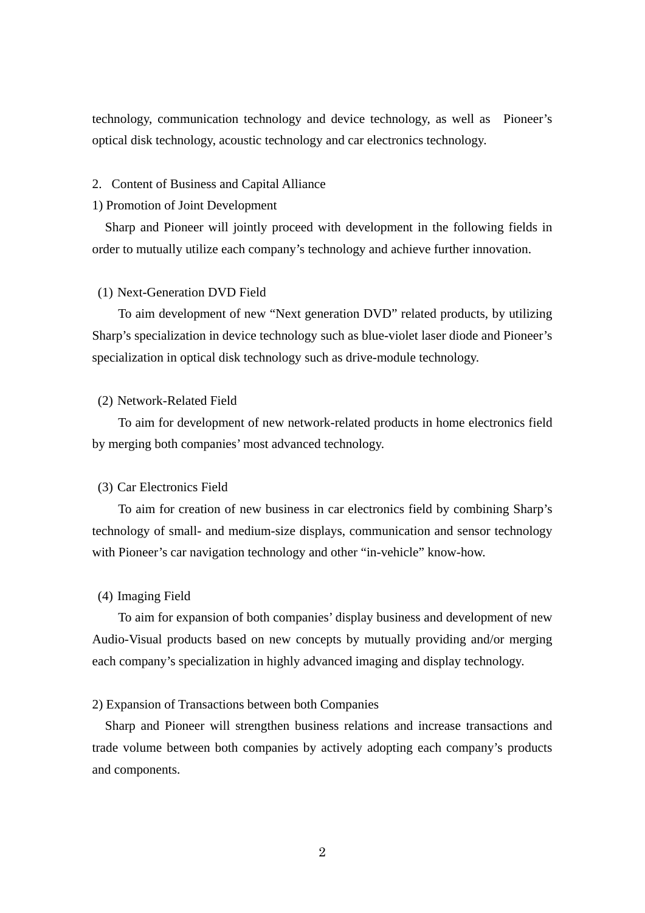technology, communication technology and device technology, as well as Pioneer's optical disk technology, acoustic technology and car electronics technology.

## 2. Content of Business and Capital Alliance

### 1) Promotion of Joint Development

Sharp and Pioneer will jointly proceed with development in the following fields in order to mutually utilize each company's technology and achieve further innovation.

#### (1) Next-Generation DVD Field

To aim development of new "Next generation DVD" related products, by utilizing Sharp's specialization in device technology such as blue-violet laser diode and Pioneer's specialization in optical disk technology such as drive-module technology.

#### (2) Network-Related Field

To aim for development of new network-related products in home electronics field by merging both companies' most advanced technology.

#### (3) Car Electronics Field

To aim for creation of new business in car electronics field by combining Sharp's technology of small- and medium-size displays, communication and sensor technology with Pioneer's car navigation technology and other "in-vehicle" know-how.

#### (4) Imaging Field

To aim for expansion of both companies' display business and development of new Audio-Visual products based on new concepts by mutually providing and/or merging each company's specialization in highly advanced imaging and display technology.

### 2) Expansion of Transactions between both Companies

Sharp and Pioneer will strengthen business relations and increase transactions and trade volume between both companies by actively adopting each company's products and components.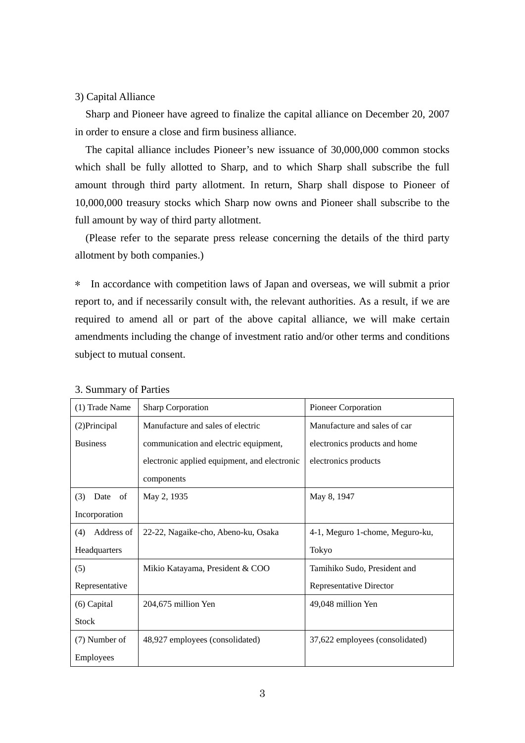3) Capital Alliance

Sharp and Pioneer have agreed to finalize the capital alliance on December 20, 2007 in order to ensure a close and firm business alliance.

The capital alliance includes Pioneer's new issuance of 30,000,000 common stocks which shall be fully allotted to Sharp, and to which Sharp shall subscribe the full amount through third party allotment. In return, Sharp shall dispose to Pioneer of 10,000,000 treasury stocks which Sharp now owns and Pioneer shall subscribe to the full amount by way of third party allotment.

(Please refer to the separate press release concerning the details of the third party allotment by both companies.)

＊ In accordance with competition laws of Japan and overseas, we will submit a prior report to, and if necessarily consult with, the relevant authorities. As a result, if we are required to amend all or part of the above capital alliance, we will make certain amendments including the change of investment ratio and/or other terms and conditions subject to mutual consent.

3. Summary of Parties

| (1) Trade Name | Sharp Corporation | Pioneer Corporation |
|---|---|---|
| (2)Principal Business | Manufacture and sales of electric communication and electric equipment, electronic applied equipment, and electronic components | Manufacture and sales of car electronics products and home electronics products |
| (3) Date of Incorporation | May 2, 1935 | May 8, 1947 |
| (4) Address of Headquarters | 22-22, Nagaike-cho, Abeno-ku, Osaka | 4-1, Meguro 1-chome, Meguro-ku, Tokyo |
| (5) Representative | Mikio Katayama, President & COO | Tamihiko Sudo, President and Representative Director |
| (6) Capital Stock | 204,675 million Yen | 49,048 million Yen |
| (7) Number of Employees | 48,927 employees (consolidated) | 37,622 employees (consolidated) |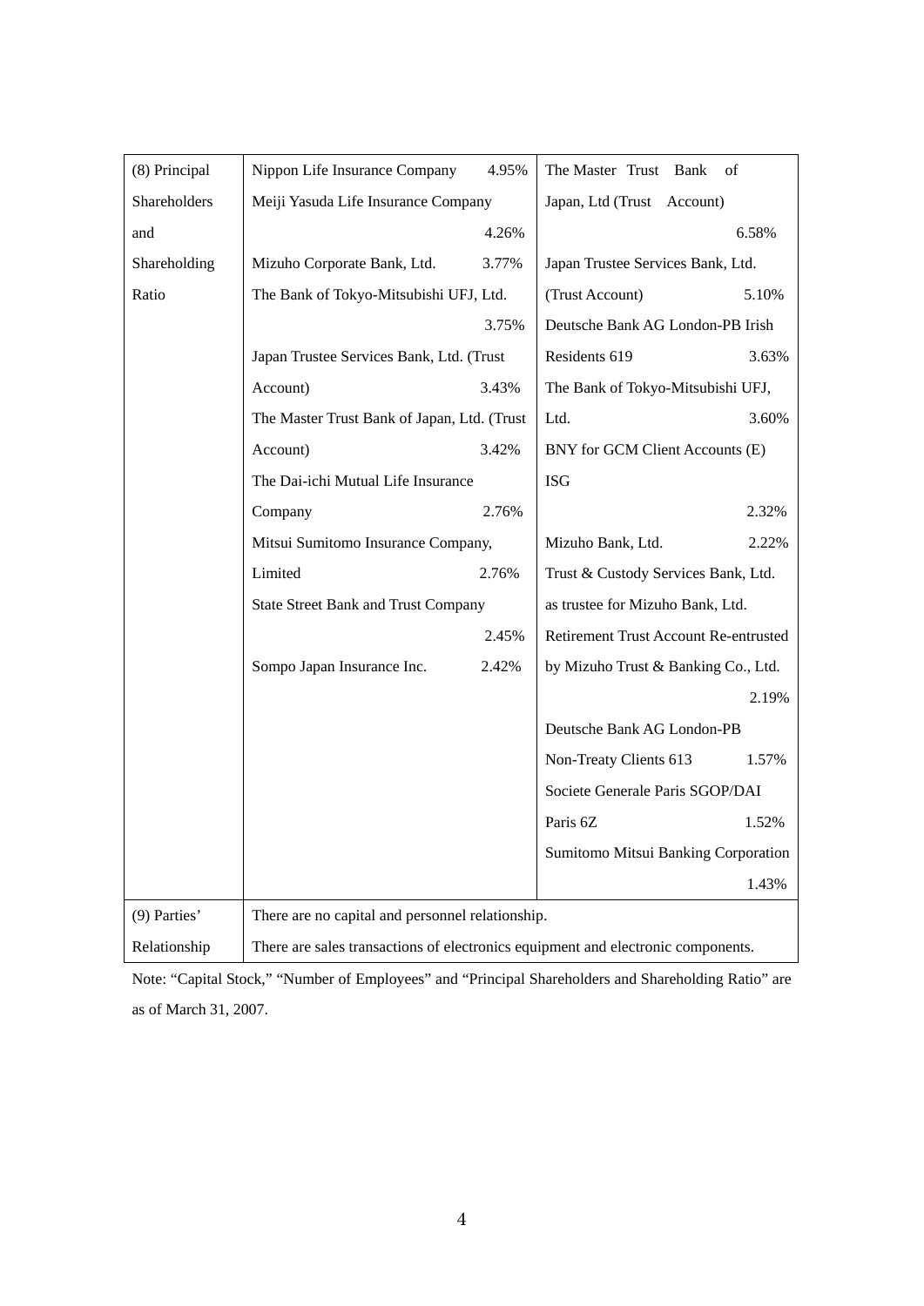| | | |
|---|---|---|
| (8) Principal Shareholders and Shareholding Ratio | Nippon Life Insurance Company 4.95%<br>Meiji Yasuda Life Insurance Company 4.26%<br>Mizuho Corporate Bank, Ltd. 3.77%<br>The Bank of Tokyo-Mitsubishi UFJ, Ltd. 3.75%<br>Japan Trustee Services Bank, Ltd. (Trust Account) 3.43%<br>The Master Trust Bank of Japan, Ltd. (Trust Account) 3.42%<br>The Dai-ichi Mutual Life Insurance Company 2.76%<br>Mitsui Sumitomo Insurance Company, Limited 2.76%<br>State Street Bank and Trust Company 2.45%<br>Sompo Japan Insurance Inc. 2.42% | The Master Trust Bank of Japan, Ltd (Trust Account) 6.58%<br>Japan Trustee Services Bank, Ltd. (Trust Account) 5.10%<br>Deutsche Bank AG London-PB Irish Residents 619 3.63%<br>The Bank of Tokyo-Mitsubishi UFJ, Ltd. 3.60%<br>BNY for GCM Client Accounts (E) ISG 2.32%<br>Mizuho Bank, Ltd. 2.22%<br>Trust & Custody Services Bank, Ltd. as trustee for Mizuho Bank, Ltd. Retirement Trust Account Re-entrusted by Mizuho Trust & Banking Co., Ltd. 2.19%<br>Deutsche Bank AG London-PB Non-Treaty Clients 613 1.57%<br>Societe Generale Paris SGOP/DAI Paris 6Z 1.52%<br>Sumitomo Mitsui Banking Corporation 1.43% |
| (9) Parties' Relationship | There are no capital and personnel relationship.<br>There are sales transactions of electronics equipment and electronic components. | |

Note: "Capital Stock," "Number of Employees" and "Principal Shareholders and Shareholding Ratio" are as of March 31, 2007.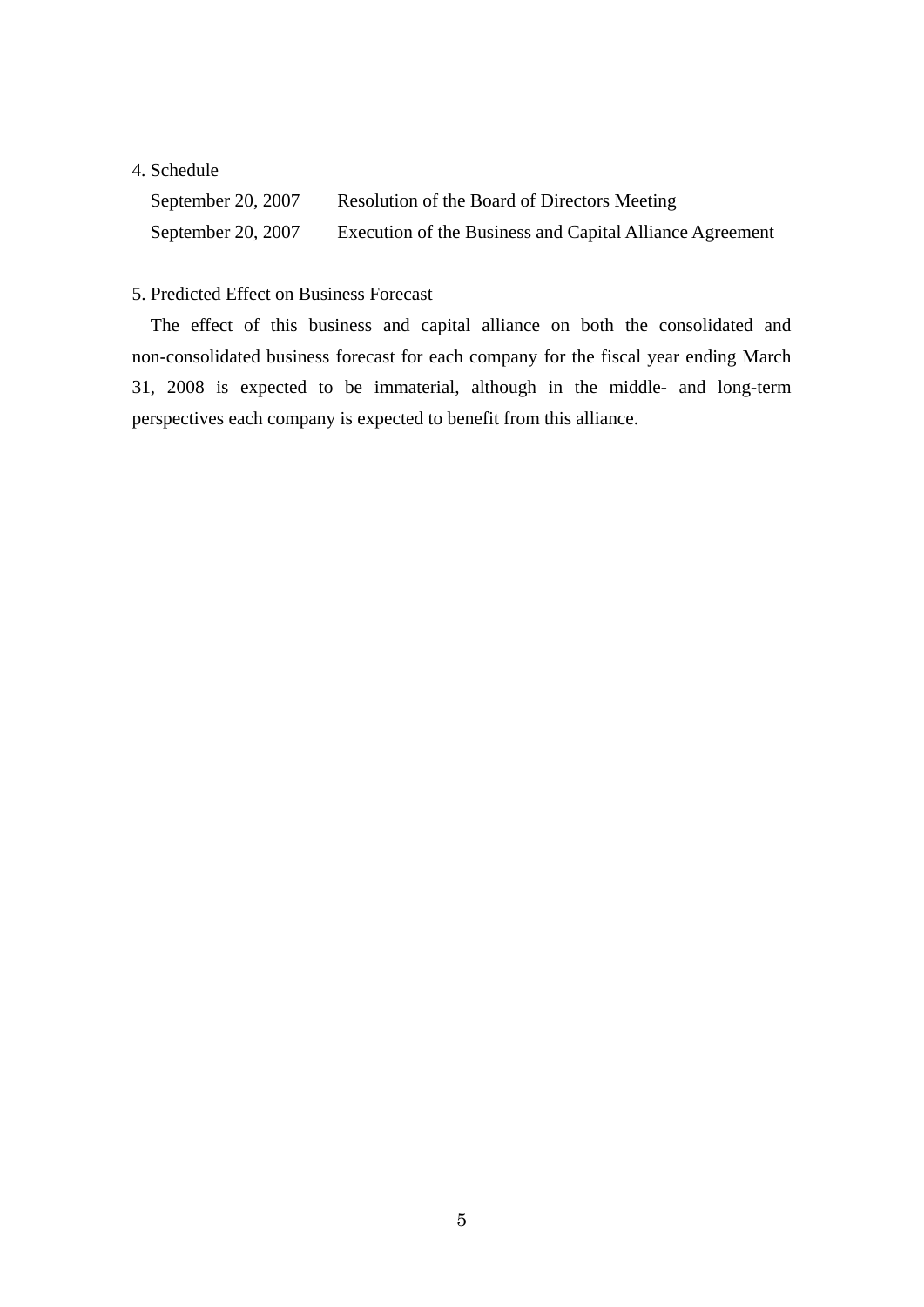4. Schedule

| | |
|---|---|
| September 20, 2007 | Resolution of the Board of Directors Meeting |
| September 20, 2007 | Execution of the Business and Capital Alliance Agreement |

5. Predicted Effect on Business Forecast

The effect of this business and capital alliance on both the consolidated and non-consolidated business forecast for each company for the fiscal year ending March 31, 2008 is expected to be immaterial, although in the middle- and long-term perspectives each company is expected to benefit from this alliance.